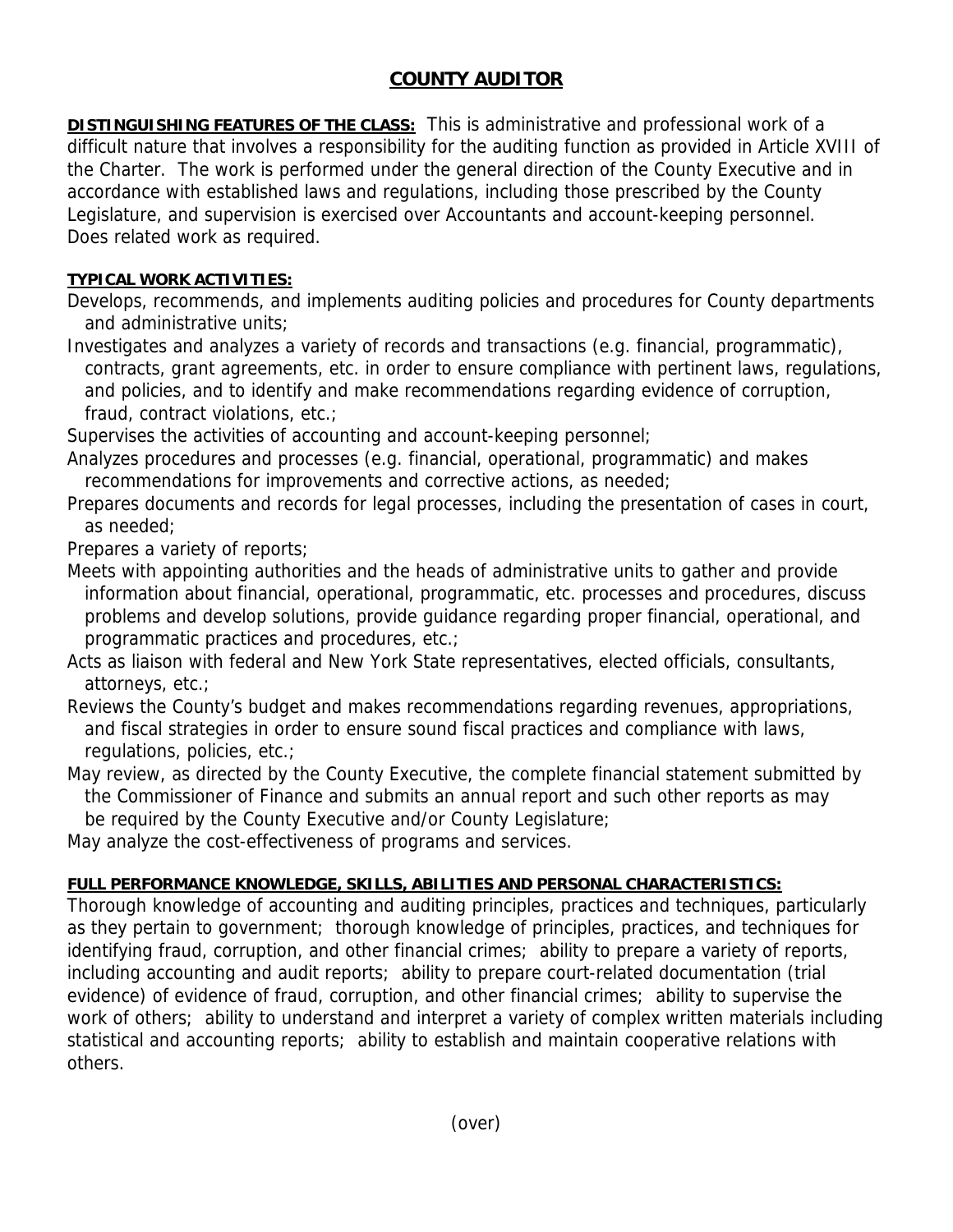# COUNTY AUDITOR

**DISTINGUISHING FEATURES OF THE CLASS:** This is administrative and professional work of a difficult nature that involves a responsibility for the auditing function as provided in Article XVIII of the Charter. The work is performed under the general direction of the County Executive and in accordance with established laws and regulations, including those prescribed by the County Legislature, and supervision is exercised over Accountants and account-keeping personnel. Does related work as required.

**TYPICAL WORK ACTIVITIES:**

Develops, recommends, and implements auditing policies and procedures for County departments and administrative units;

Investigates and analyzes a variety of records and transactions (e.g. financial, programmatic), contracts, grant agreements, etc. in order to ensure compliance with pertinent laws, regulations, and policies, and to identify and make recommendations regarding evidence of corruption, fraud, contract violations, etc.;

Supervises the activities of accounting and account-keeping personnel;

Analyzes procedures and processes (e.g. financial, operational, programmatic) and makes recommendations for improvements and corrective actions, as needed;

Prepares documents and records for legal processes, including the presentation of cases in court, as needed;

Prepares a variety of reports;

Meets with appointing authorities and the heads of administrative units to gather and provide information about financial, operational, programmatic, etc. processes and procedures, discuss problems and develop solutions, provide guidance regarding proper financial, operational, and programmatic practices and procedures, etc.;

Acts as liaison with federal and New York State representatives, elected officials, consultants, attorneys, etc.;

Reviews the County's budget and makes recommendations regarding revenues, appropriations, and fiscal strategies in order to ensure sound fiscal practices and compliance with laws, regulations, policies, etc.;

May review, as directed by the County Executive, the complete financial statement submitted by the Commissioner of Finance and submits an annual report and such other reports as may be required by the County Executive and/or County Legislature;

May analyze the cost-effectiveness of programs and services.

**FULL PERFORMANCE KNOWLEDGE, SKILLS, ABILITIES AND PERSONAL CHARACTERISTICS:**

Thorough knowledge of accounting and auditing principles, practices and techniques, particularly as they pertain to government; thorough knowledge of principles, practices, and techniques for identifying fraud, corruption, and other financial crimes; ability to prepare a variety of reports, including accounting and audit reports; ability to prepare court-related documentation (trial evidence) of evidence of fraud, corruption, and other financial crimes; ability to supervise the work of others; ability to understand and interpret a variety of complex written materials including statistical and accounting reports; ability to establish and maintain cooperative relations with others.

(over)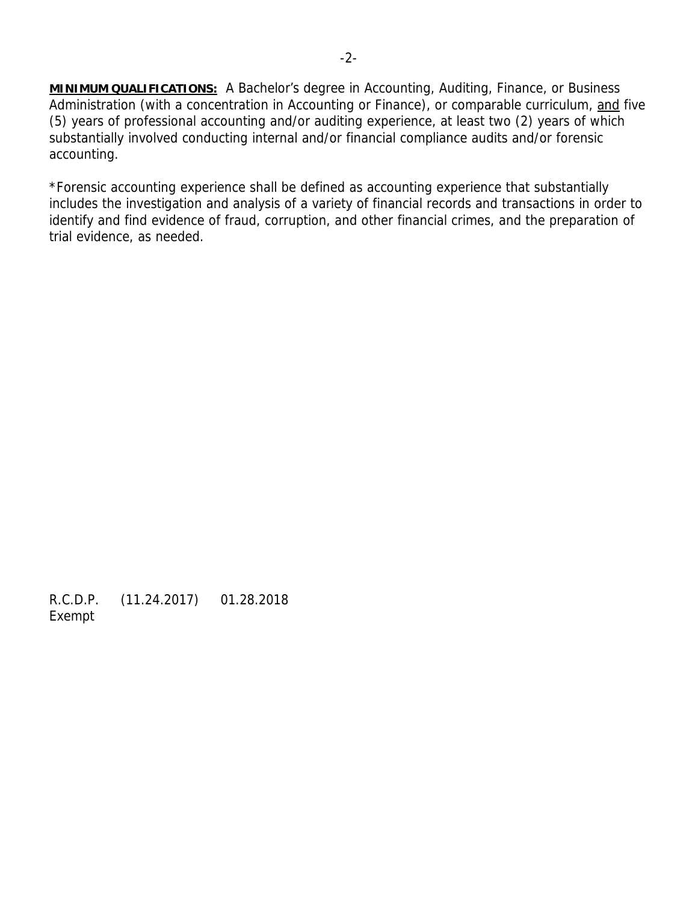**<u>MINIMUM QUALIFICATIONS:</u>** A Bachelor's degree in Accounting, Auditing, Finance, or Business Administration (with a concentration in Accounting or Finance), or comparable curriculum, <u>and</u> five (5) years of professional accounting and/or auditing experience, at least two (2) years of which substantially involved conducting internal and/or financial compliance audits and/or forensic accounting.

*Forensic accounting experience shall be defined as accounting experience that substantially includes the investigation and analysis of a variety of financial records and transactions in order to identify and find evidence of fraud, corruption, and other financial crimes, and the preparation of trial evidence, as needed.

R.C.D.P. (11.24.2017) 01.28.2018
Exempt